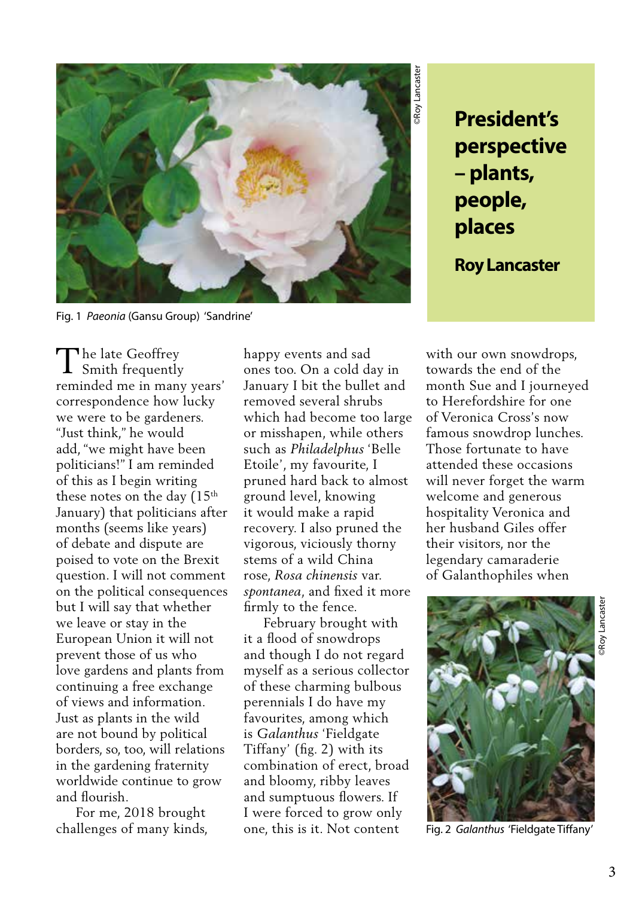# President's perspective – plants, people, places

**Roy Lancaster**

Fig. 1 *Paeonia* (Gansu Group) 'Sandrine'

The late Geoffrey Smith frequently reminded me in many years' correspondence how lucky we were to be gardeners. "Just think," he would add, "we might have been politicians!" I am reminded of this as I begin writing these notes on the day (15th January) that politicians after months (seems like years) of debate and dispute are poised to vote on the Brexit question. I will not comment on the political consequences but I will say that whether we leave or stay in the European Union it will not prevent those of us who love gardens and plants from continuing a free exchange of views and information. Just as plants in the wild are not bound by political borders, so, too, will relations in the gardening fraternity worldwide continue to grow and flourish.

For me, 2018 brought challenges of many kinds, happy events and sad ones too. On a cold day in January I bit the bullet and removed several shrubs which had become too large or misshapen, while others such as *Philadelphus* 'Belle Etoile', my favourite, I pruned hard back to almost ground level, knowing it would make a rapid recovery. I also pruned the vigorous, viciously thorny stems of a wild China rose, *Rosa chinensis* var. *spontanea*, and fixed it more firmly to the fence.

February brought with it a flood of snowdrops and though I do not regard myself as a serious collector of these charming bulbous perennials I do have my favourites, among which is *Galanthus* 'Fieldgate Tiffany' (fig. 2) with its combination of erect, broad and bloomy, ribby leaves and sumptuous flowers. If I were forced to grow only one, this is it. Not content with our own snowdrops, towards the end of the month Sue and I journeyed to Herefordshire for one of Veronica Cross's now famous snowdrop lunches. Those fortunate to have attended these occasions will never forget the warm welcome and generous hospitality Veronica and her husband Giles offer their visitors, nor the legendary camaraderie of Galanthophiles when

Fig. 2 *Galanthus* 'Fieldgate Tiffany'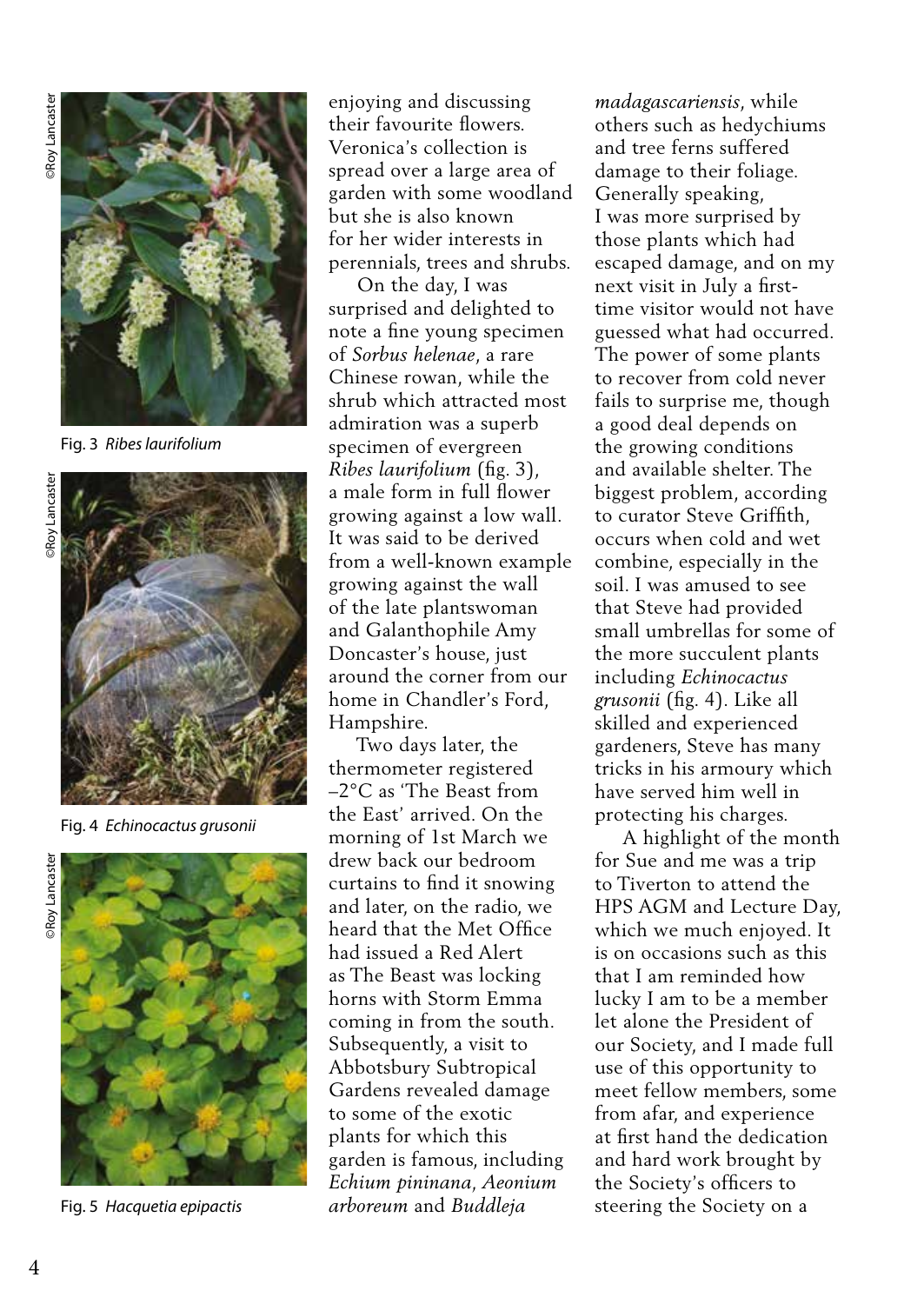©Roy Lancaster

Fig. 3 *Ribes laurifolium*

©Roy Lancaster

Fig. 4 *Echinocactus grusonii*

©Roy Lancaster

Fig. 5 *Hacquetia epipactis*

enjoying and discussing their favourite flowers. Veronica's collection is spread over a large area of garden with some woodland but she is also known for her wider interests in perennials, trees and shrubs.

On the day, I was surprised and delighted to note a fine young specimen of *Sorbus helenae*, a rare Chinese rowan, while the shrub which attracted most admiration was a superb specimen of evergreen *Ribes laurifolium* (fig. 3), a male form in full flower growing against a low wall. It was said to be derived from a well-known example growing against the wall of the late plantswoman and Galanthophile Amy Doncaster's house, just around the corner from our home in Chandler's Ford, Hampshire.

Two days later, the thermometer registered –2°C as 'The Beast from the East' arrived. On the morning of 1st March we drew back our bedroom curtains to find it snowing and later, on the radio, we heard that the Met Office had issued a Red Alert as The Beast was locking horns with Storm Emma coming in from the south. Subsequently, a visit to Abbotsbury Subtropical Gardens revealed damage to some of the exotic plants for which this garden is famous, including *Echium pininana*, *Aeonium arboreum* and *Buddleja madagascariensis*, while others such as hedychiums and tree ferns suffered damage to their foliage. Generally speaking, I was more surprised by those plants which had escaped damage, and on my next visit in July a first-time visitor would not have guessed what had occurred. The power of some plants to recover from cold never fails to surprise me, though a good deal depends on the growing conditions and available shelter. The biggest problem, according to curator Steve Griffith, occurs when cold and wet combine, especially in the soil. I was amused to see that Steve had provided small umbrellas for some of the more succulent plants including *Echinocactus grusonii* (fig. 4). Like all skilled and experienced gardeners, Steve has many tricks in his armoury which have served him well in protecting his charges.

A highlight of the month for Sue and me was a trip to Tiverton to attend the HPS AGM and Lecture Day, which we much enjoyed. It is on occasions such as this that I am reminded how lucky I am to be a member let alone the President of our Society, and I made full use of this opportunity to meet fellow members, some from afar, and experience at first hand the dedication and hard work brought by the Society's officers to steering the Society on a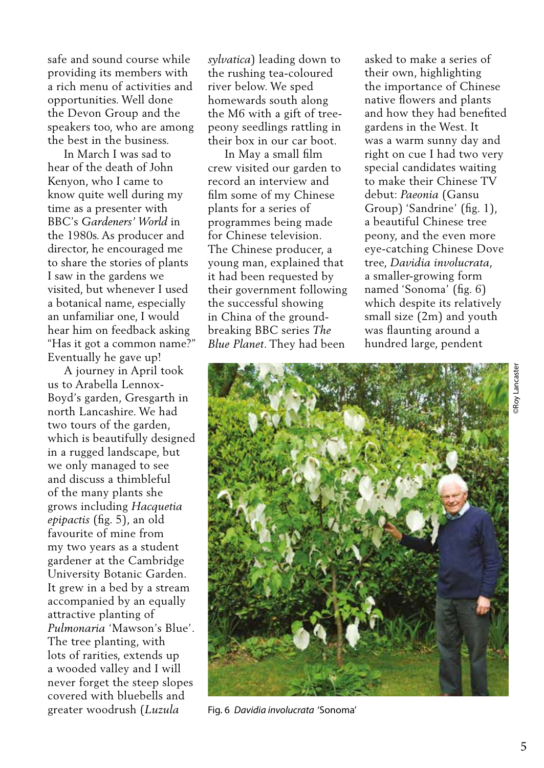safe and sound course while providing its members with a rich menu of activities and opportunities. Well done the Devon Group and the speakers too, who are among the best in the business.

In March I was sad to hear of the death of John Kenyon, who I came to know quite well during my time as a presenter with BBC's *Gardeners' World* in the 1980s. As producer and director, he encouraged me to share the stories of plants I saw in the gardens we visited, but whenever I used a botanical name, especially an unfamiliar one, I would hear him on feedback asking "Has it got a common name?" Eventually he gave up!

A journey in April took us to Arabella Lennox-Boyd's garden, Gresgarth in north Lancashire. We had two tours of the garden, which is beautifully designed in a rugged landscape, but we only managed to see and discuss a thimbleful of the many plants she grows including *Hacquetia epipactis* (fig. 5), an old favourite of mine from my two years as a student gardener at the Cambridge University Botanic Garden. It grew in a bed by a stream accompanied by an equally attractive planting of *Pulmonaria* 'Mawson's Blue'. The tree planting, with lots of rarities, extends up a wooded valley and I will never forget the steep slopes covered with bluebells and greater woodrush (*Luzula sylvatica*) leading down to the rushing tea-coloured river below. We sped homewards south along the M6 with a gift of tree-peony seedlings rattling in their box in our car boot.

In May a small film crew visited our garden to record an interview and film some of my Chinese plants for a series of programmes being made for Chinese television. The Chinese producer, a young man, explained that it had been requested by their government following the successful showing in China of the ground-breaking BBC series *The Blue Planet*. They had been asked to make a series of their own, highlighting the importance of Chinese native flowers and plants and how they had benefited gardens in the West. It was a warm sunny day and right on cue I had two very special candidates waiting to make their Chinese TV debut: *Paeonia* (Gansu Group) 'Sandrine' (fig. 1), a beautiful Chinese tree peony, and the even more eye-catching Chinese Dove tree, *Davidia involucrata*, a smaller-growing form named 'Sonoma' (fig. 6) which despite its relatively small size (2m) and youth was flaunting around a hundred large, pendent

©Roy Lancaster

Fig. 6 *Davidia involucrata* 'Sonoma'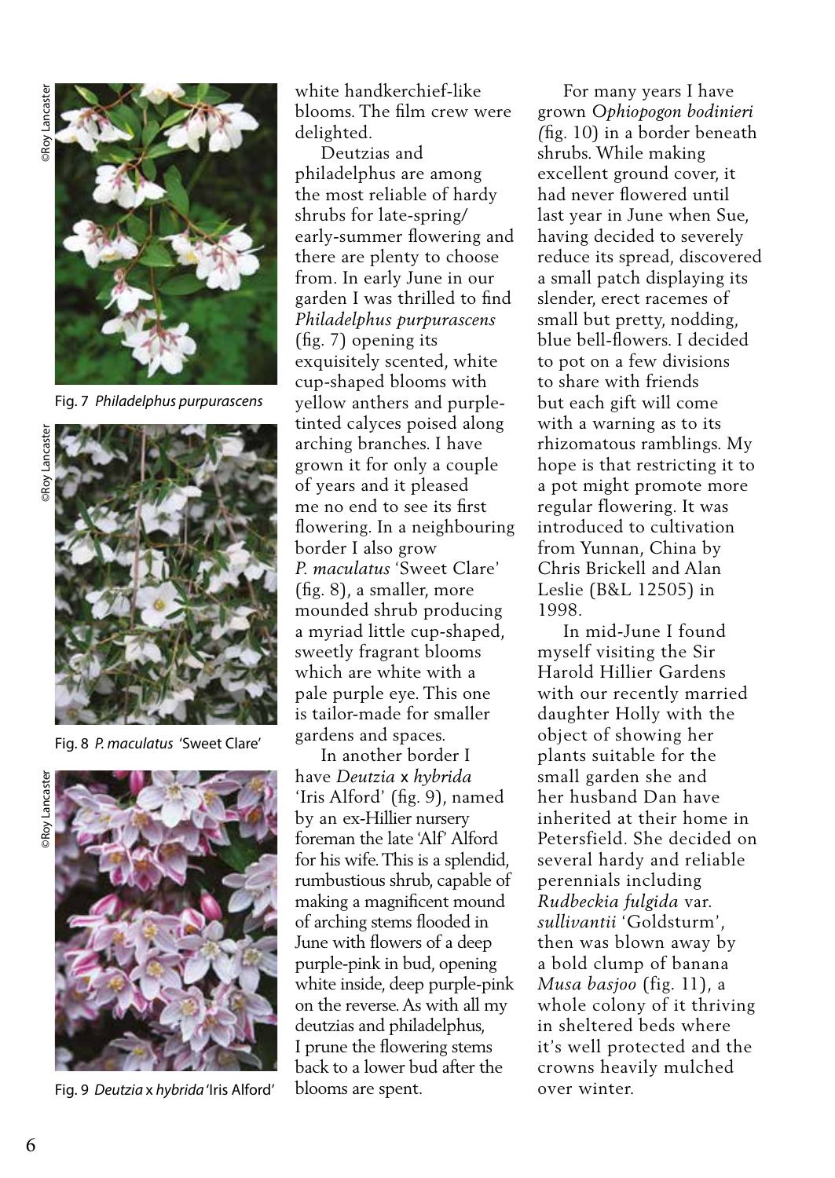©Roy Lancaster

Fig. 7 *Philadelphus purpurascens*

©Roy Lancaster

Fig. 8 *P. maculatus* 'Sweet Clare'

©Roy Lancaster

Fig. 9 *Deutzia* x *hybrida* 'Iris Alford'

white handkerchief-like blooms. The film crew were delighted.

Deutzias and philadelphus are among the most reliable of hardy shrubs for late-spring/ early-summer flowering and there are plenty to choose from. In early June in our garden I was thrilled to find *Philadelphus purpurascens* (fig. 7) opening its exquisitely scented, white cup-shaped blooms with yellow anthers and purple-tinted calyces poised along arching branches. I have grown it for only a couple of years and it pleased me no end to see its first flowering. In a neighbouring border I also grow *P. maculatus* 'Sweet Clare' (fig. 8), a smaller, more mounded shrub producing a myriad little cup-shaped, sweetly fragrant blooms which are white with a pale purple eye. This one is tailor-made for smaller gardens and spaces.

In another border I have *Deutzia* x *hybrida* 'Iris Alford' (fig. 9), named by an ex-Hillier nursery foreman the late 'Alf' Alford for his wife. This is a splendid, rumbustious shrub, capable of making a magnificent mound of arching stems flooded in June with flowers of a deep purple-pink in bud, opening white inside, deep purple-pink on the reverse. As with all my deutzias and philadelphus, I prune the flowering stems back to a lower bud after the blooms are spent.

For many years I have grown *Ophiopogon bodinieri* (fig. 10) in a border beneath shrubs. While making excellent ground cover, it had never flowered until last year in June when Sue, having decided to severely reduce its spread, discovered a small patch displaying its slender, erect racemes of small but pretty, nodding, blue bell-flowers. I decided to pot on a few divisions to share with friends but each gift will come with a warning as to its rhizomatous ramblings. My hope is that restricting it to a pot might promote more regular flowering. It was introduced to cultivation from Yunnan, China by Chris Brickell and Alan Leslie (B&L 12505) in 1998.

In mid-June I found myself visiting the Sir Harold Hillier Gardens with our recently married daughter Holly with the object of showing her plants suitable for the small garden she and her husband Dan have inherited at their home in Petersfield. She decided on several hardy and reliable perennials including *Rudbeckia fulgida* var. *sullivantii* 'Goldsturm', then was blown away by a bold clump of banana *Musa basjoo* (fig. 11), a whole colony of it thriving in sheltered beds where it's well protected and the crowns heavily mulched over winter.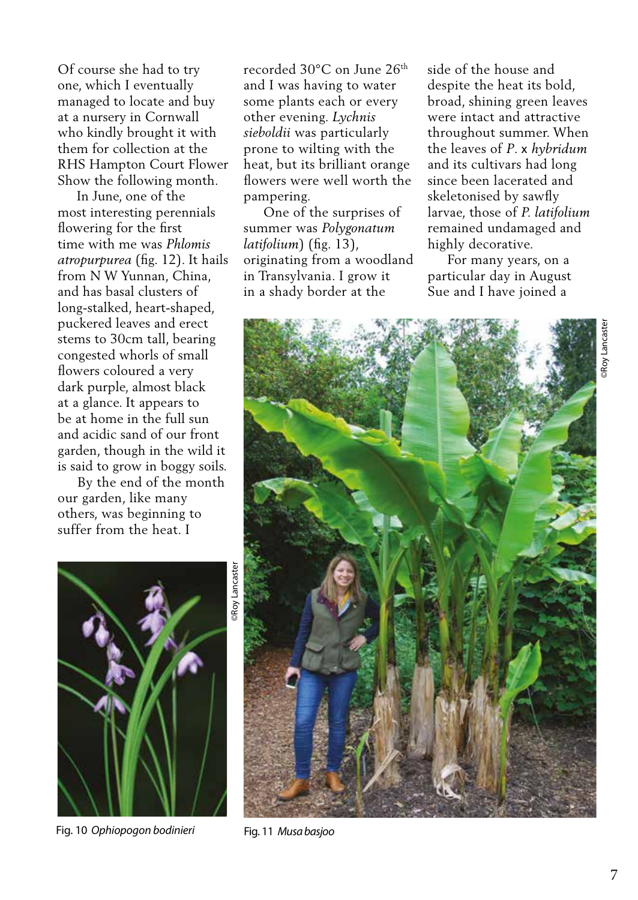Of course she had to try one, which I eventually managed to locate and buy at a nursery in Cornwall who kindly brought it with them for collection at the RHS Hampton Court Flower Show the following month.

In June, one of the most interesting perennials flowering for the first time with me was *Phlomis atropurpurea* (fig. 12). It hails from N W Yunnan, China, and has basal clusters of long-stalked, heart-shaped, puckered leaves and erect stems to 30cm tall, bearing congested whorls of small flowers coloured a very dark purple, almost black at a glance. It appears to be at home in the full sun and acidic sand of our front garden, though in the wild it is said to grow in boggy soils.

By the end of the month our garden, like many others, was beginning to suffer from the heat. I recorded 30°C on June 26th and I was having to water some plants each or every other evening. *Lychnis sieboldii* was particularly prone to wilting with the heat, but its brilliant orange flowers were well worth the pampering.

One of the surprises of summer was *Polygonatum latifolium*) (fig. 13), originating from a woodland in Transylvania. I grow it in a shady border at the side of the house and despite the heat its bold, broad, shining green leaves were intact and attractive throughout summer. When the leaves of *P.* x *hybridum* and its cultivars had long since been lacerated and skeletonised by sawfly larvae, those of *P. latifolium* remained undamaged and highly decorative.

For many years, on a particular day in August Sue and I have joined a

©Roy Lancaster

Fig. 10 *Ophiopogon bodinieri*

©Roy Lancaster

Fig. 11 *Musa basjoo*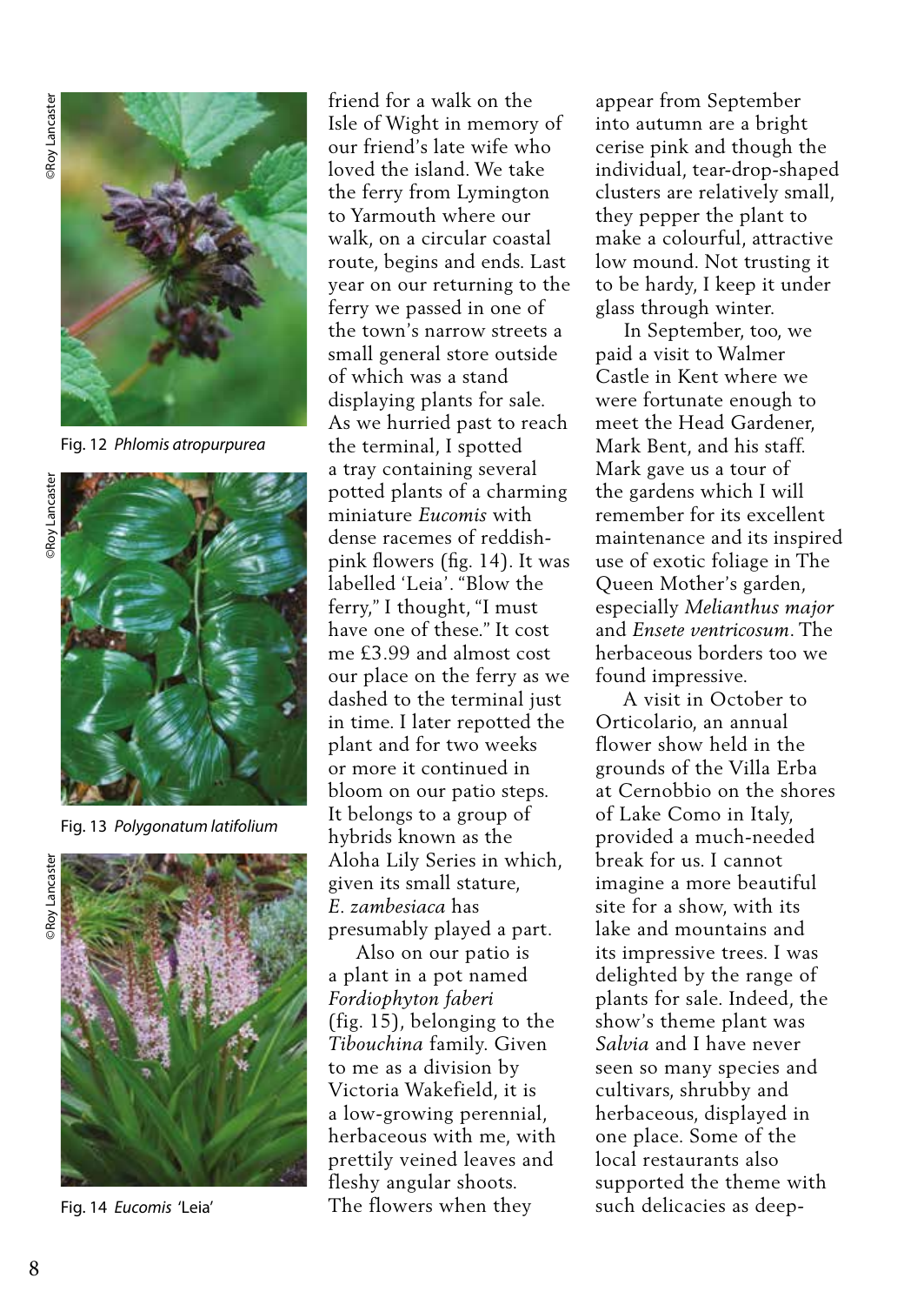Fig. 12 *Phlomis atropurpurea*

Fig. 13 *Polygonatum latifolium*

Fig. 14 *Eucomis* 'Leia'

friend for a walk on the Isle of Wight in memory of our friend's late wife who loved the island. We take the ferry from Lymington to Yarmouth where our walk, on a circular coastal route, begins and ends. Last year on our returning to the ferry we passed in one of the town's narrow streets a small general store outside of which was a stand displaying plants for sale. As we hurried past to reach the terminal, I spotted a tray containing several potted plants of a charming miniature *Eucomis* with dense racemes of reddish-pink flowers (fig. 14). It was labelled 'Leia'. "Blow the ferry," I thought, "I must have one of these." It cost me £3.99 and almost cost our place on the ferry as we dashed to the terminal just in time. I later repotted the plant and for two weeks or more it continued in bloom on our patio steps. It belongs to a group of hybrids known as the Aloha Lily Series in which, given its small stature, *E. zambesiaca* has presumably played a part.

Also on our patio is a plant in a pot named *Fordiophyton faberi* (fig. 15), belonging to the *Tibouchina* family. Given to me as a division by Victoria Wakefield, it is a low-growing perennial, herbaceous with me, with prettily veined leaves and fleshy angular shoots. The flowers when they appear from September into autumn are a bright cerise pink and though the individual, tear-drop-shaped clusters are relatively small, they pepper the plant to make a colourful, attractive low mound. Not trusting it to be hardy, I keep it under glass through winter.

In September, too, we paid a visit to Walmer Castle in Kent where we were fortunate enough to meet the Head Gardener, Mark Bent, and his staff. Mark gave us a tour of the gardens which I will remember for its excellent maintenance and its inspired use of exotic foliage in The Queen Mother's garden, especially *Melianthus major* and *Ensete ventricosum*. The herbaceous borders too we found impressive.

A visit in October to Orticolario, an annual flower show held in the grounds of the Villa Erba at Cernobbio on the shores of Lake Como in Italy, provided a much-needed break for us. I cannot imagine a more beautiful site for a show, with its lake and mountains and its impressive trees. I was delighted by the range of plants for sale. Indeed, the show's theme plant was *Salvia* and I have never seen so many species and cultivars, shrubby and herbaceous, displayed in one place. Some of the local restaurants also supported the theme with such delicacies as deep-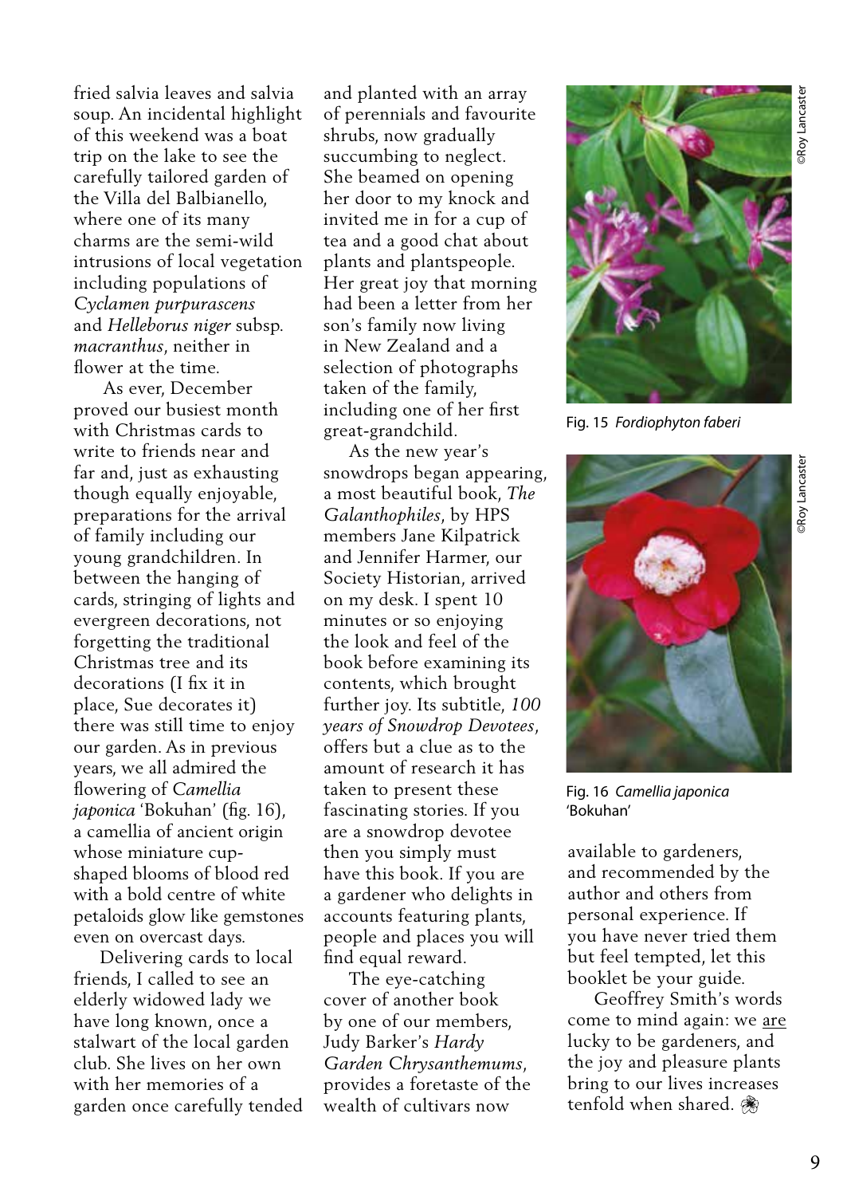fried salvia leaves and salvia soup. An incidental highlight of this weekend was a boat trip on the lake to see the carefully tailored garden of the Villa del Balbianello, where one of its many charms are the semi-wild intrusions of local vegetation including populations of *Cyclamen purpurascens* and *Helleborus niger* subsp. *macranthus*, neither in flower at the time.

As ever, December proved our busiest month with Christmas cards to write to friends near and far and, just as exhausting though equally enjoyable, preparations for the arrival of family including our young grandchildren. In between the hanging of cards, stringing of lights and evergreen decorations, not forgetting the traditional Christmas tree and its decorations (I fix it in place, Sue decorates it) there was still time to enjoy our garden. As in previous years, we all admired the flowering of *Camellia japonica* 'Bokuhan' (fig. 16), a camellia of ancient origin whose miniature cup-shaped blooms of blood red with a bold centre of white petaloids glow like gemstones even on overcast days.

Delivering cards to local friends, I called to see an elderly widowed lady we have long known, once a stalwart of the local garden club. She lives on her own with her memories of a garden once carefully tended and planted with an array of perennials and favourite shrubs, now gradually succumbing to neglect. She beamed on opening her door to my knock and invited me in for a cup of tea and a good chat about plants and plantspeople. Her great joy that morning had been a letter from her son's family now living in New Zealand and a selection of photographs taken of the family, including one of her first great-grandchild.

As the new year's snowdrops began appearing, a most beautiful book, *The Galanthophiles*, by HPS members Jane Kilpatrick and Jennifer Harmer, our Society Historian, arrived on my desk. I spent 10 minutes or so enjoying the look and feel of the book before examining its contents, which brought further joy. Its subtitle, *100 years of Snowdrop Devotees*, offers but a clue as to the amount of research it has taken to present these fascinating stories. If you are a snowdrop devotee then you simply must have this book. If you are a gardener who delights in accounts featuring plants, people and places you will find equal reward.

The eye-catching cover of another book by one of our members, Judy Barker's *Hardy Garden Chrysanthemums*, provides a foretaste of the wealth of cultivars now available to gardeners, and recommended by the author and others from personal experience. If you have never tried them but feel tempted, let this booklet be your guide.

Geoffrey Smith's words come to mind again: we are lucky to be gardeners, and the joy and pleasure plants bring to our lives increases tenfold when shared. ❀

©Roy Lancaster

Fig. 15 *Fordiophyton faberi*

©Roy Lancaster

Fig. 16 *Camellia japonica* 'Bokuhan'